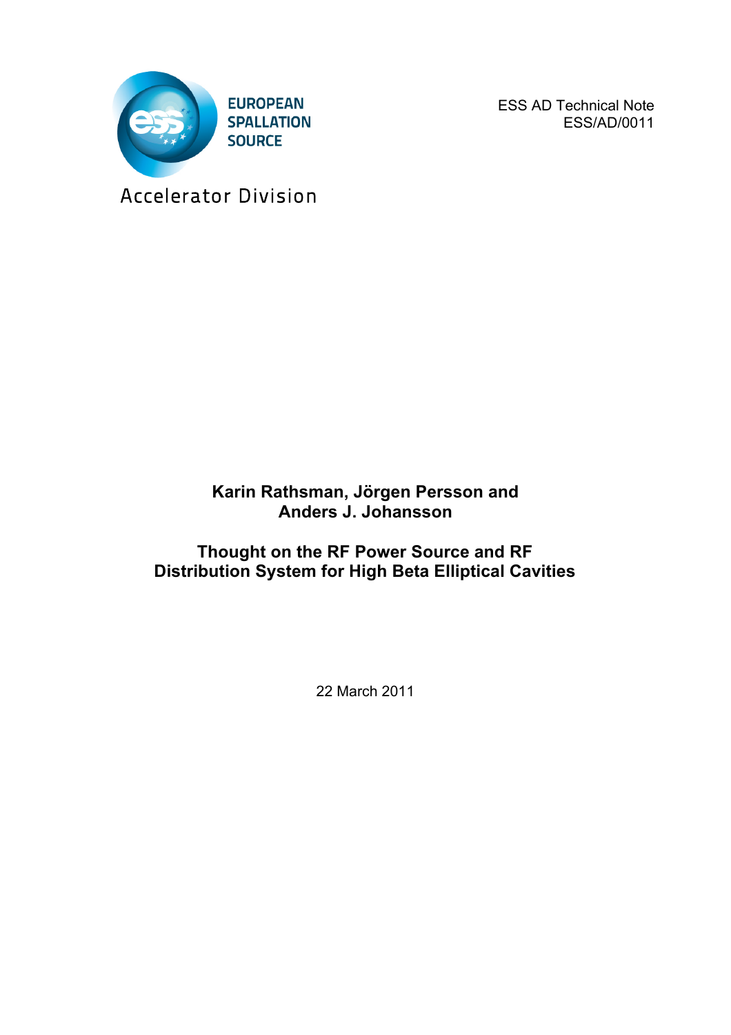EUROPEAN
SPALLATION
SOURCE

Accelerator Division

ESS AD Technical Note
ESS/AD/0011

**Karin Rathsman, Jörgen Persson and Anders J. Johansson**

# Thought on the RF Power Source and RF Distribution System for High Beta Elliptical Cavities

22 March 2011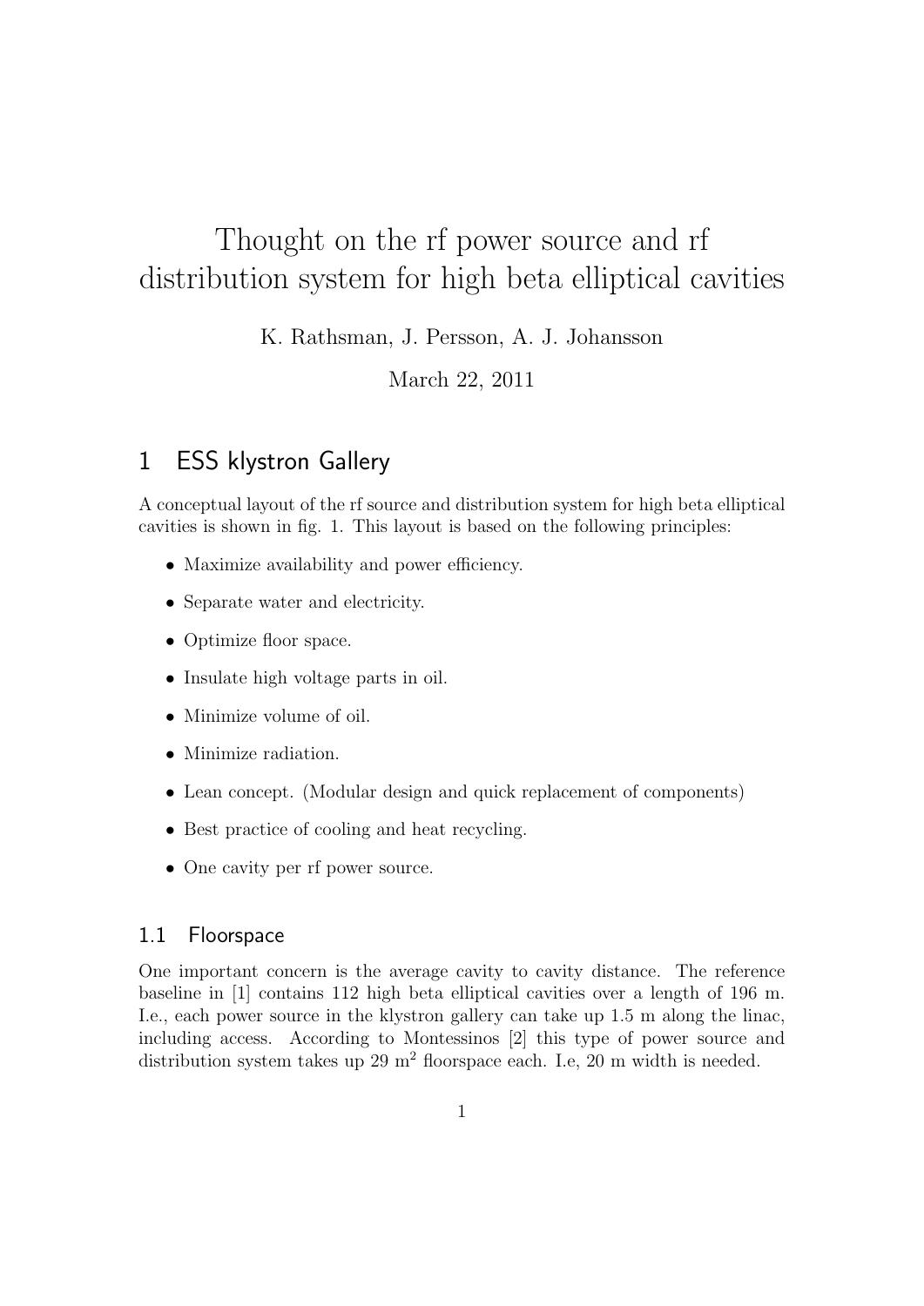# Thought on the rf power source and rf distribution system for high beta elliptical cavities

K. Rathsman, J. Persson, A. J. Johansson

March 22, 2011

## 1 ESS klystron Gallery

A conceptual layout of the rf source and distribution system for high beta elliptical cavities is shown in fig. 1. This layout is based on the following principles:

- Maximize availability and power efficiency.
- Separate water and electricity.
- Optimize floor space.
- Insulate high voltage parts in oil.
- Minimize volume of oil.
- Minimize radiation.
- Lean concept. (Modular design and quick replacement of components)
- Best practice of cooling and heat recycling.
- One cavity per rf power source.

### 1.1 Floorspace

One important concern is the average cavity to cavity distance. The reference baseline in [1] contains 112 high beta elliptical cavities over a length of 196 m. I.e., each power source in the klystron gallery can take up 1.5 m along the linac, including access. According to Montessinos [2] this type of power source and distribution system takes up 29 m$^2$ floorspace each. I.e, 20 m width is needed.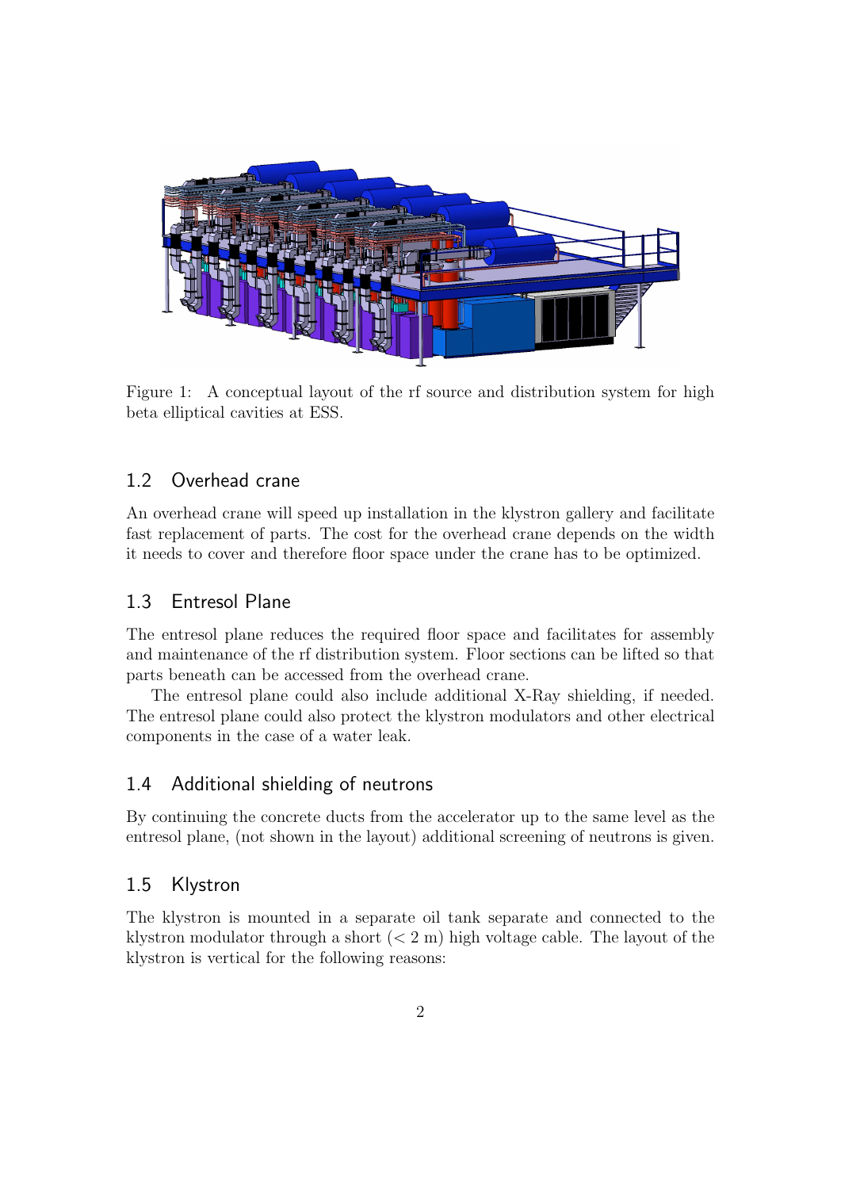Figure 1: A conceptual layout of the rf source and distribution system for high beta elliptical cavities at ESS.

### 1.2 Overhead crane

An overhead crane will speed up installation in the klystron gallery and facilitate fast replacement of parts. The cost for the overhead crane depends on the width it needs to cover and therefore floor space under the crane has to be optimized.

### 1.3 Entresol Plane

The entresol plane reduces the required floor space and facilitates for assembly and maintenance of the rf distribution system. Floor sections can be lifted so that parts beneath can be accessed from the overhead crane.

The entresol plane could also include additional X-Ray shielding, if needed. The entresol plane could also protect the klystron modulators and other electrical components in the case of a water leak.

### 1.4 Additional shielding of neutrons

By continuing the concrete ducts from the accelerator up to the same level as the entresol plane, (not shown in the layout) additional screening of neutrons is given.

### 1.5 Klystron

The klystron is mounted in a separate oil tank separate and connected to the klystron modulator through a short ($< 2$ m) high voltage cable. The layout of the klystron is vertical for the following reasons: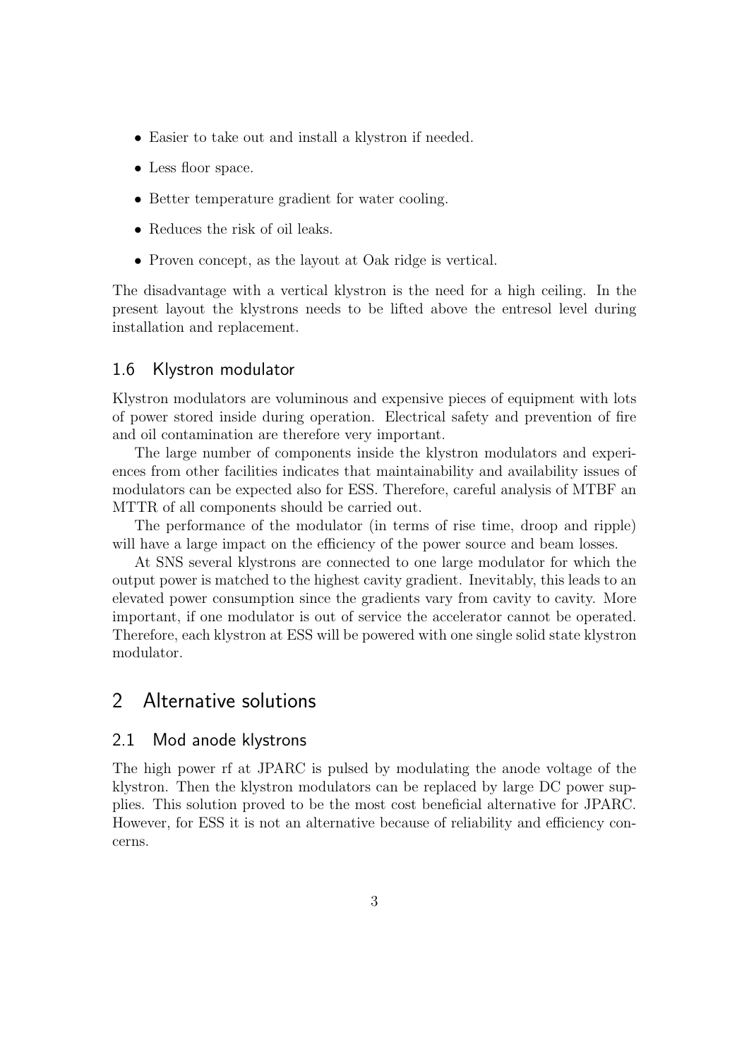- Easier to take out and install a klystron if needed.
- Less floor space.
- Better temperature gradient for water cooling.
- Reduces the risk of oil leaks.
- Proven concept, as the layout at Oak ridge is vertical.

The disadvantage with a vertical klystron is the need for a high ceiling. In the present layout the klystrons needs to be lifted above the entresol level during installation and replacement.

### 1.6 Klystron modulator

Klystron modulators are voluminous and expensive pieces of equipment with lots of power stored inside during operation. Electrical safety and prevention of fire and oil contamination are therefore very important.

The large number of components inside the klystron modulators and experiences from other facilities indicates that maintainability and availability issues of modulators can be expected also for ESS. Therefore, careful analysis of MTBF an MTTR of all components should be carried out.

The performance of the modulator (in terms of rise time, droop and ripple) will have a large impact on the efficiency of the power source and beam losses.

At SNS several klystrons are connected to one large modulator for which the output power is matched to the highest cavity gradient. Inevitably, this leads to an elevated power consumption since the gradients vary from cavity to cavity. More important, if one modulator is out of service the accelerator cannot be operated. Therefore, each klystron at ESS will be powered with one single solid state klystron modulator.

## 2 Alternative solutions

### 2.1 Mod anode klystrons

The high power rf at JPARC is pulsed by modulating the anode voltage of the klystron. Then the klystron modulators can be replaced by large DC power supplies. This solution proved to be the most cost beneficial alternative for JPARC. However, for ESS it is not an alternative because of reliability and efficiency concerns.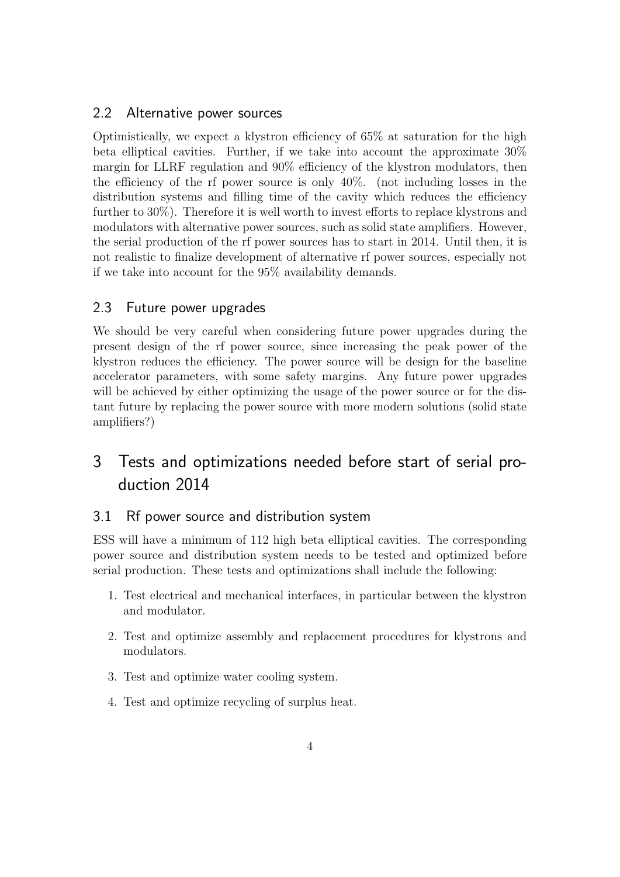### 2.2 Alternative power sources

Optimistically, we expect a klystron efficiency of 65% at saturation for the high beta elliptical cavities. Further, if we take into account the approximate 30% margin for LLRF regulation and 90% efficiency of the klystron modulators, then the efficiency of the rf power source is only 40%. (not including losses in the distribution systems and filling time of the cavity which reduces the efficiency further to 30%). Therefore it is well worth to invest efforts to replace klystrons and modulators with alternative power sources, such as solid state amplifiers. However, the serial production of the rf power sources has to start in 2014. Until then, it is not realistic to finalize development of alternative rf power sources, especially not if we take into account for the 95% availability demands.

### 2.3 Future power upgrades

We should be very careful when considering future power upgrades during the present design of the rf power source, since increasing the peak power of the klystron reduces the efficiency. The power source will be design for the baseline accelerator parameters, with some safety margins. Any future power upgrades will be achieved by either optimizing the usage of the power source or for the distant future by replacing the power source with more modern solutions (solid state amplifiers?)

## 3 Tests and optimizations needed before start of serial production 2014

### 3.1 Rf power source and distribution system

ESS will have a minimum of 112 high beta elliptical cavities. The corresponding power source and distribution system needs to be tested and optimized before serial production. These tests and optimizations shall include the following:

1. Test electrical and mechanical interfaces, in particular between the klystron and modulator.
2. Test and optimize assembly and replacement procedures for klystrons and modulators.
3. Test and optimize water cooling system.
4. Test and optimize recycling of surplus heat.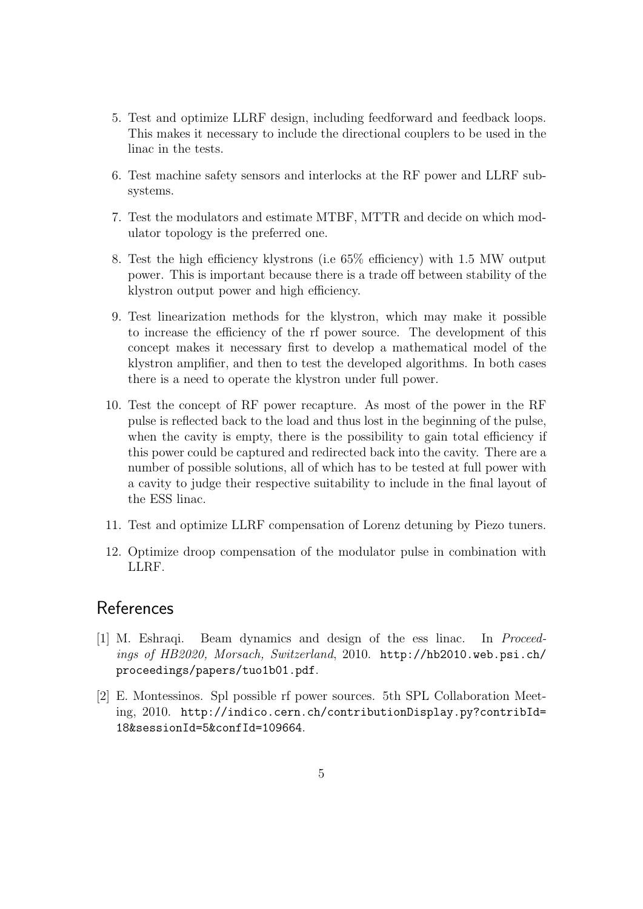5. Test and optimize LLRF design, including feedforward and feedback loops. This makes it necessary to include the directional couplers to be used in the linac in the tests.

6. Test machine safety sensors and interlocks at the RF power and LLRF subsystems.

7. Test the modulators and estimate MTBF, MTTR and decide on which modulator topology is the preferred one.

8. Test the high efficiency klystrons (i.e 65% efficiency) with 1.5 MW output power. This is important because there is a trade off between stability of the klystron output power and high efficiency.

9. Test linearization methods for the klystron, which may make it possible to increase the efficiency of the rf power source. The development of this concept makes it necessary first to develop a mathematical model of the klystron amplifier, and then to test the developed algorithms. In both cases there is a need to operate the klystron under full power.

10. Test the concept of RF power recapture. As most of the power in the RF pulse is reflected back to the load and thus lost in the beginning of the pulse, when the cavity is empty, there is the possibility to gain total efficiency if this power could be captured and redirected back into the cavity. There are a number of possible solutions, all of which has to be tested at full power with a cavity to judge their respective suitability to include in the final layout of the ESS linac.

11. Test and optimize LLRF compensation of Lorenz detuning by Piezo tuners.

12. Optimize droop compensation of the modulator pulse in combination with LLRF.

## References

[1] M. Eshraqi. Beam dynamics and design of the ess linac. In *Proceedings of HB2020, Morsach, Switzerland*, 2010. `http://hb2010.web.psi.ch/proceedings/papers/tuo1b01.pdf`.

[2] E. Montessinos. Spl possible rf power sources. 5th SPL Collaboration Meeting, 2010. `http://indico.cern.ch/contributionDisplay.py?contribId=18&sessionId=5&confId=109664`.